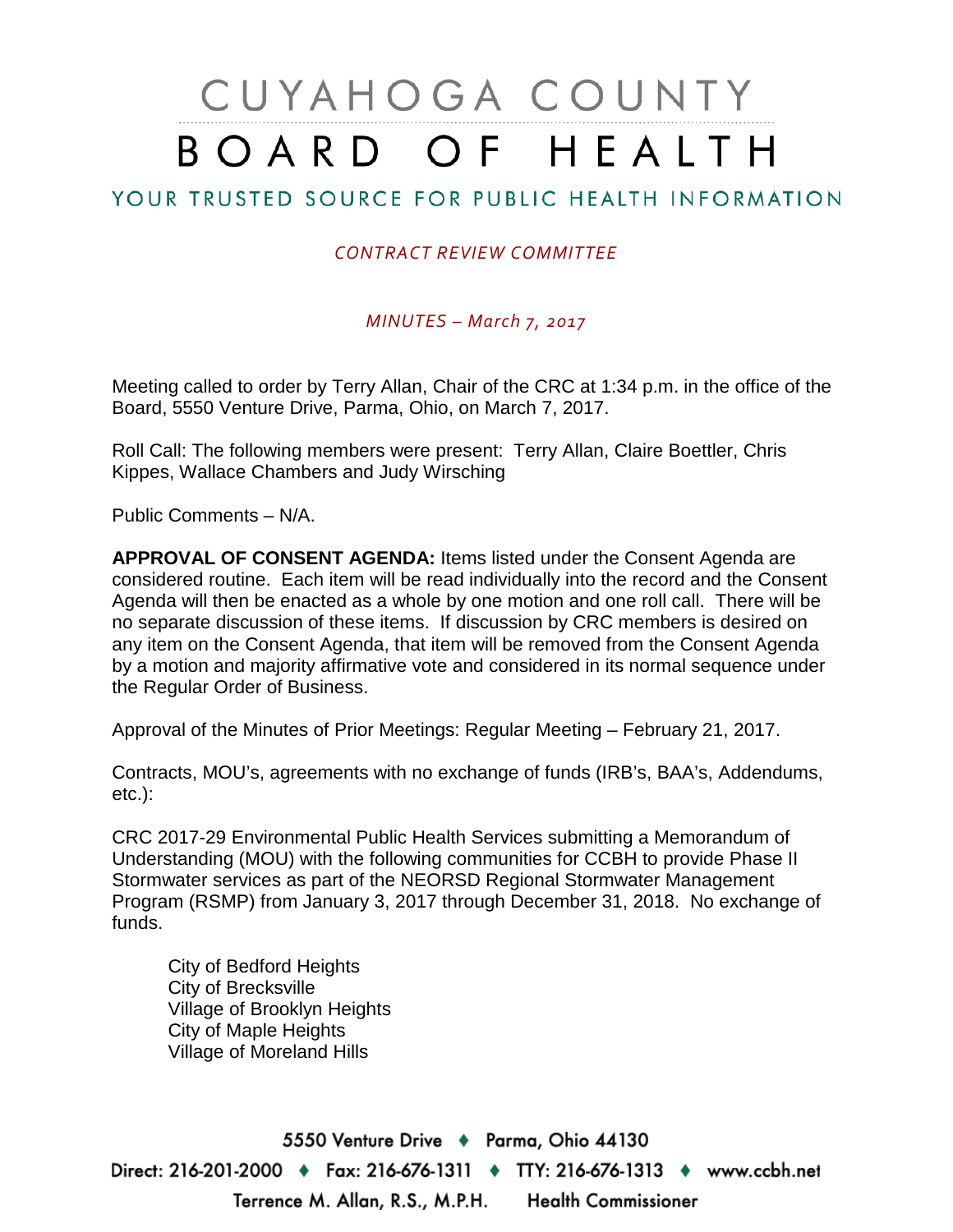# CUYAHOGA COUNTY BOARD OF HEALTH

## YOUR TRUSTED SOURCE FOR PUBLIC HEALTH INFORMATION

*CONTRACT REVIEW COMMITTEE*

*MINUTES – March 7, 2017*

Meeting called to order by Terry Allan, Chair of the CRC at 1:34 p.m. in the office of the Board, 5550 Venture Drive, Parma, Ohio, on March 7, 2017.

Roll Call: The following members were present: Terry Allan, Claire Boettler, Chris Kippes, Wallace Chambers and Judy Wirsching

Public Comments – N/A.

**APPROVAL OF CONSENT AGENDA:** Items listed under the Consent Agenda are considered routine. Each item will be read individually into the record and the Consent Agenda will then be enacted as a whole by one motion and one roll call. There will be no separate discussion of these items. If discussion by CRC members is desired on any item on the Consent Agenda, that item will be removed from the Consent Agenda by a motion and majority affirmative vote and considered in its normal sequence under the Regular Order of Business.

Approval of the Minutes of Prior Meetings: Regular Meeting – February 21, 2017.

Contracts, MOU's, agreements with no exchange of funds (IRB's, BAA's, Addendums, etc.):

CRC 2017-29 Environmental Public Health Services submitting a Memorandum of Understanding (MOU) with the following communities for CCBH to provide Phase II Stormwater services as part of the NEORSD Regional Stormwater Management Program (RSMP) from January 3, 2017 through December 31, 2018. No exchange of funds.

City of Bedford Heights
City of Brecksville
Village of Brooklyn Heights
City of Maple Heights
Village of Moreland Hills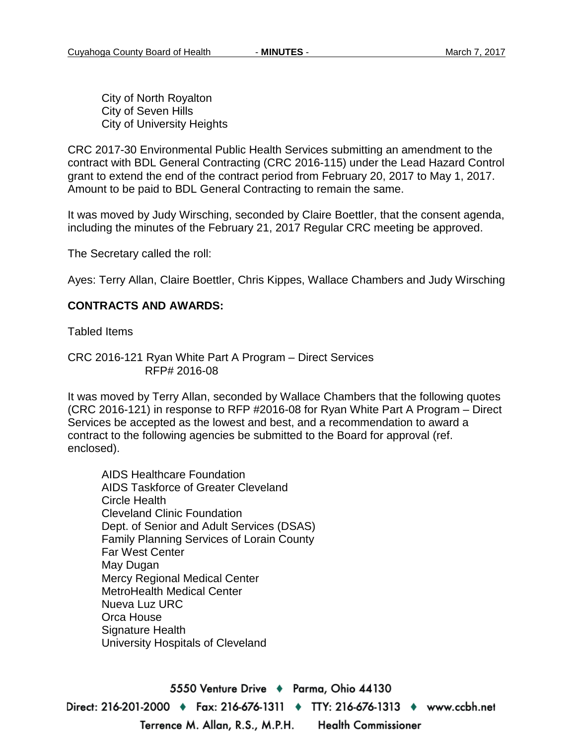City of North Royalton
City of Seven Hills
City of University Heights

CRC 2017-30 Environmental Public Health Services submitting an amendment to the contract with BDL General Contracting (CRC 2016-115) under the Lead Hazard Control grant to extend the end of the contract period from February 20, 2017 to May 1, 2017. Amount to be paid to BDL General Contracting to remain the same.

It was moved by Judy Wirsching, seconded by Claire Boettler, that the consent agenda, including the minutes of the February 21, 2017 Regular CRC meeting be approved.

The Secretary called the roll:

Ayes: Terry Allan, Claire Boettler, Chris Kippes, Wallace Chambers and Judy Wirsching

**CONTRACTS AND AWARDS:**

Tabled Items

CRC 2016-121 Ryan White Part A Program – Direct Services
RFP# 2016-08

It was moved by Terry Allan, seconded by Wallace Chambers that the following quotes (CRC 2016-121) in response to RFP #2016-08 for Ryan White Part A Program – Direct Services be accepted as the lowest and best, and a recommendation to award a contract to the following agencies be submitted to the Board for approval (ref. enclosed).

AIDS Healthcare Foundation
AIDS Taskforce of Greater Cleveland
Circle Health
Cleveland Clinic Foundation
Dept. of Senior and Adult Services (DSAS)
Family Planning Services of Lorain County
Far West Center
May Dugan
Mercy Regional Medical Center
MetroHealth Medical Center
Nueva Luz URC
Orca House
Signature Health
University Hospitals of Cleveland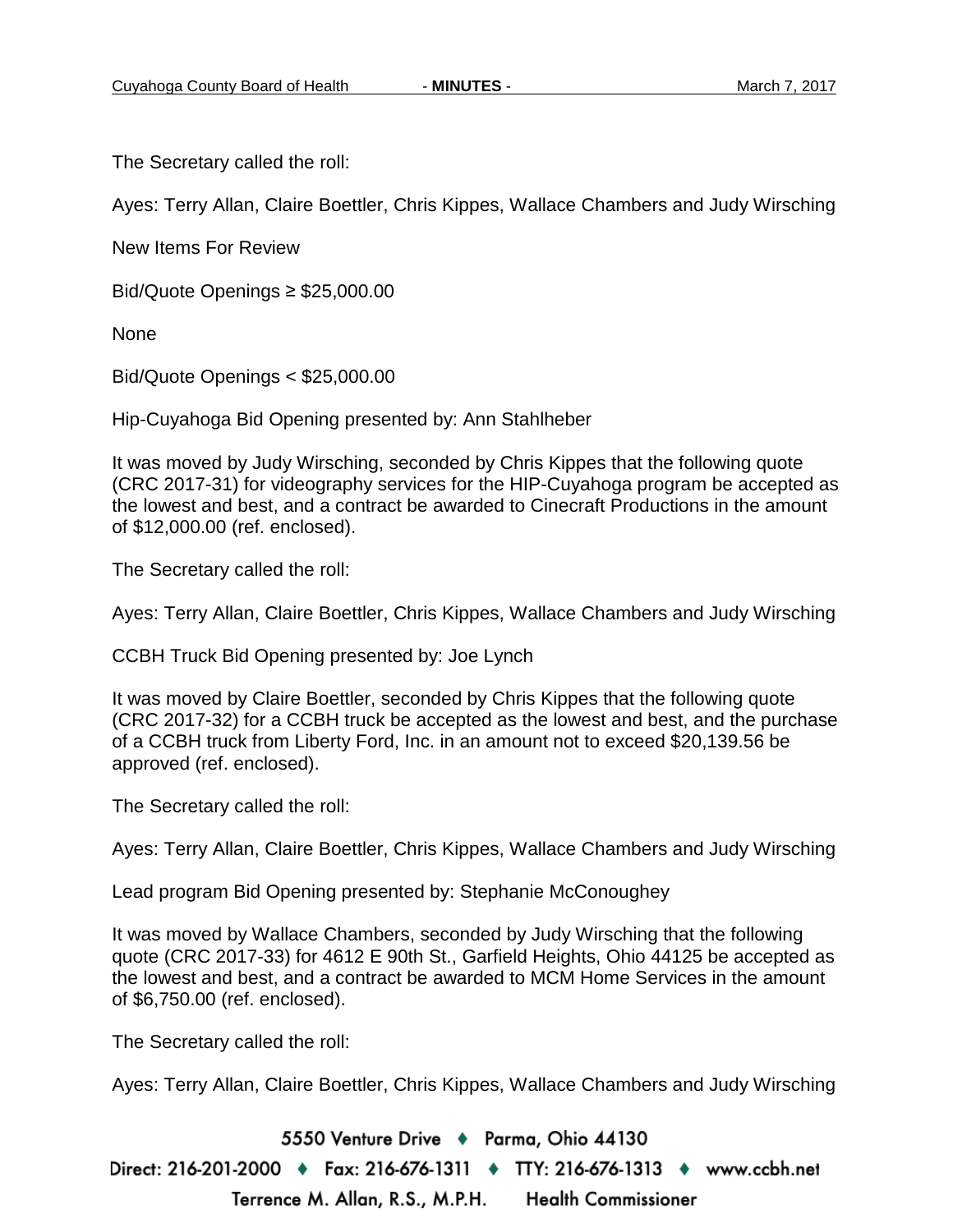The Secretary called the roll:

Ayes: Terry Allan, Claire Boettler, Chris Kippes, Wallace Chambers and Judy Wirsching

New Items For Review

Bid/Quote Openings ≥ $25,000.00

None

Bid/Quote Openings < $25,000.00

Hip-Cuyahoga Bid Opening presented by: Ann Stahlheber

It was moved by Judy Wirsching, seconded by Chris Kippes that the following quote (CRC 2017-31) for videography services for the HIP-Cuyahoga program be accepted as the lowest and best, and a contract be awarded to Cinecraft Productions in the amount of $12,000.00 (ref. enclosed).

The Secretary called the roll:

Ayes: Terry Allan, Claire Boettler, Chris Kippes, Wallace Chambers and Judy Wirsching

CCBH Truck Bid Opening presented by: Joe Lynch

It was moved by Claire Boettler, seconded by Chris Kippes that the following quote (CRC 2017-32) for a CCBH truck be accepted as the lowest and best, and the purchase of a CCBH truck from Liberty Ford, Inc. in an amount not to exceed $20,139.56 be approved (ref. enclosed).

The Secretary called the roll:

Ayes: Terry Allan, Claire Boettler, Chris Kippes, Wallace Chambers and Judy Wirsching

Lead program Bid Opening presented by: Stephanie McConoughey

It was moved by Wallace Chambers, seconded by Judy Wirsching that the following quote (CRC 2017-33) for 4612 E 90th St., Garfield Heights, Ohio 44125 be accepted as the lowest and best, and a contract be awarded to MCM Home Services in the amount of $6,750.00 (ref. enclosed).

The Secretary called the roll:

Ayes: Terry Allan, Claire Boettler, Chris Kippes, Wallace Chambers and Judy Wirsching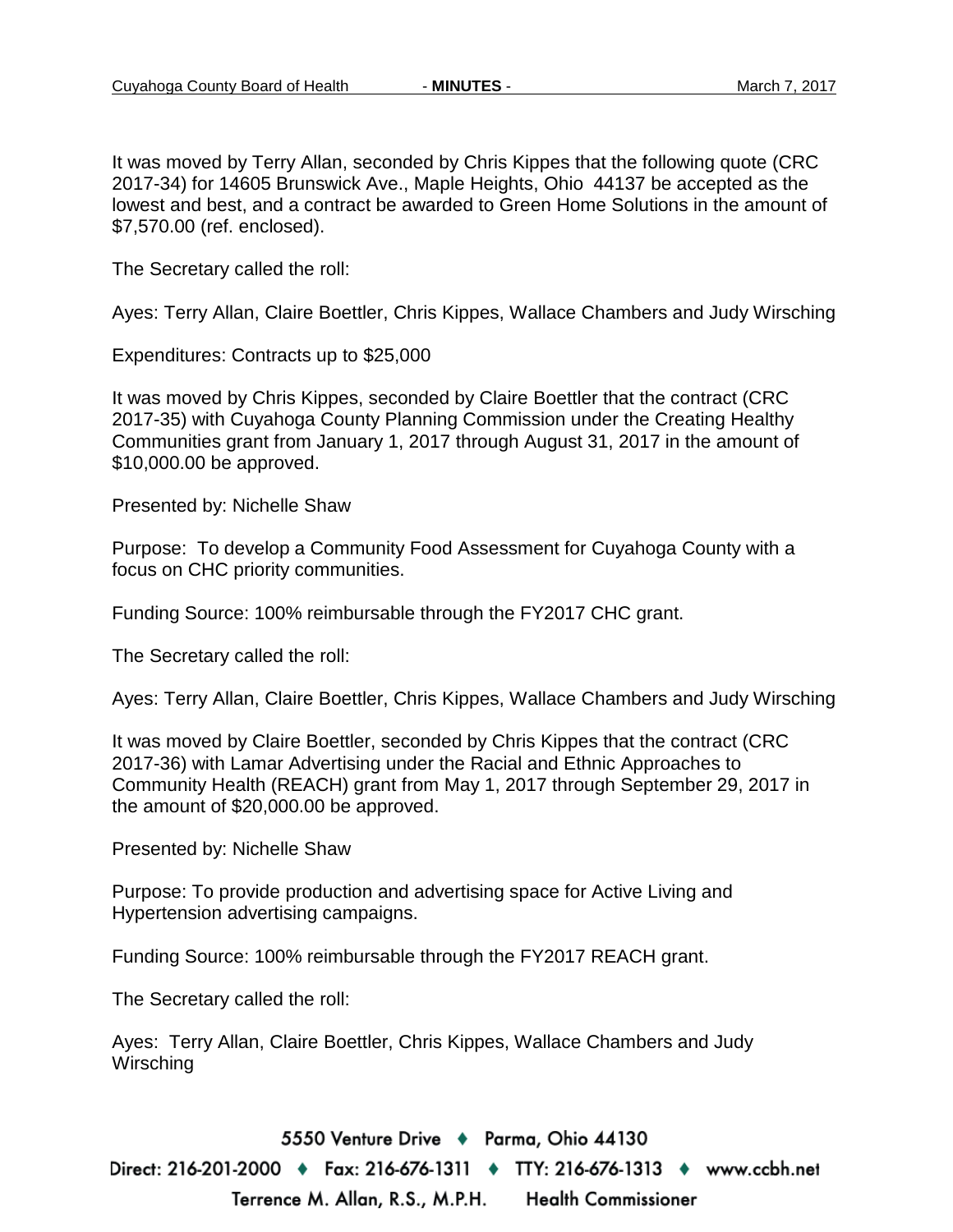It was moved by Terry Allan, seconded by Chris Kippes that the following quote (CRC 2017-34) for 14605 Brunswick Ave., Maple Heights, Ohio 44137 be accepted as the lowest and best, and a contract be awarded to Green Home Solutions in the amount of $7,570.00 (ref. enclosed).

The Secretary called the roll:

Ayes: Terry Allan, Claire Boettler, Chris Kippes, Wallace Chambers and Judy Wirsching

Expenditures: Contracts up to $25,000

It was moved by Chris Kippes, seconded by Claire Boettler that the contract (CRC 2017-35) with Cuyahoga County Planning Commission under the Creating Healthy Communities grant from January 1, 2017 through August 31, 2017 in the amount of $10,000.00 be approved.

Presented by: Nichelle Shaw

Purpose: To develop a Community Food Assessment for Cuyahoga County with a focus on CHC priority communities.

Funding Source: 100% reimbursable through the FY2017 CHC grant.

The Secretary called the roll:

Ayes: Terry Allan, Claire Boettler, Chris Kippes, Wallace Chambers and Judy Wirsching

It was moved by Claire Boettler, seconded by Chris Kippes that the contract (CRC 2017-36) with Lamar Advertising under the Racial and Ethnic Approaches to Community Health (REACH) grant from May 1, 2017 through September 29, 2017 in the amount of $20,000.00 be approved.

Presented by: Nichelle Shaw

Purpose: To provide production and advertising space for Active Living and Hypertension advertising campaigns.

Funding Source: 100% reimbursable through the FY2017 REACH grant.

The Secretary called the roll:

Ayes: Terry Allan, Claire Boettler, Chris Kippes, Wallace Chambers and Judy Wirsching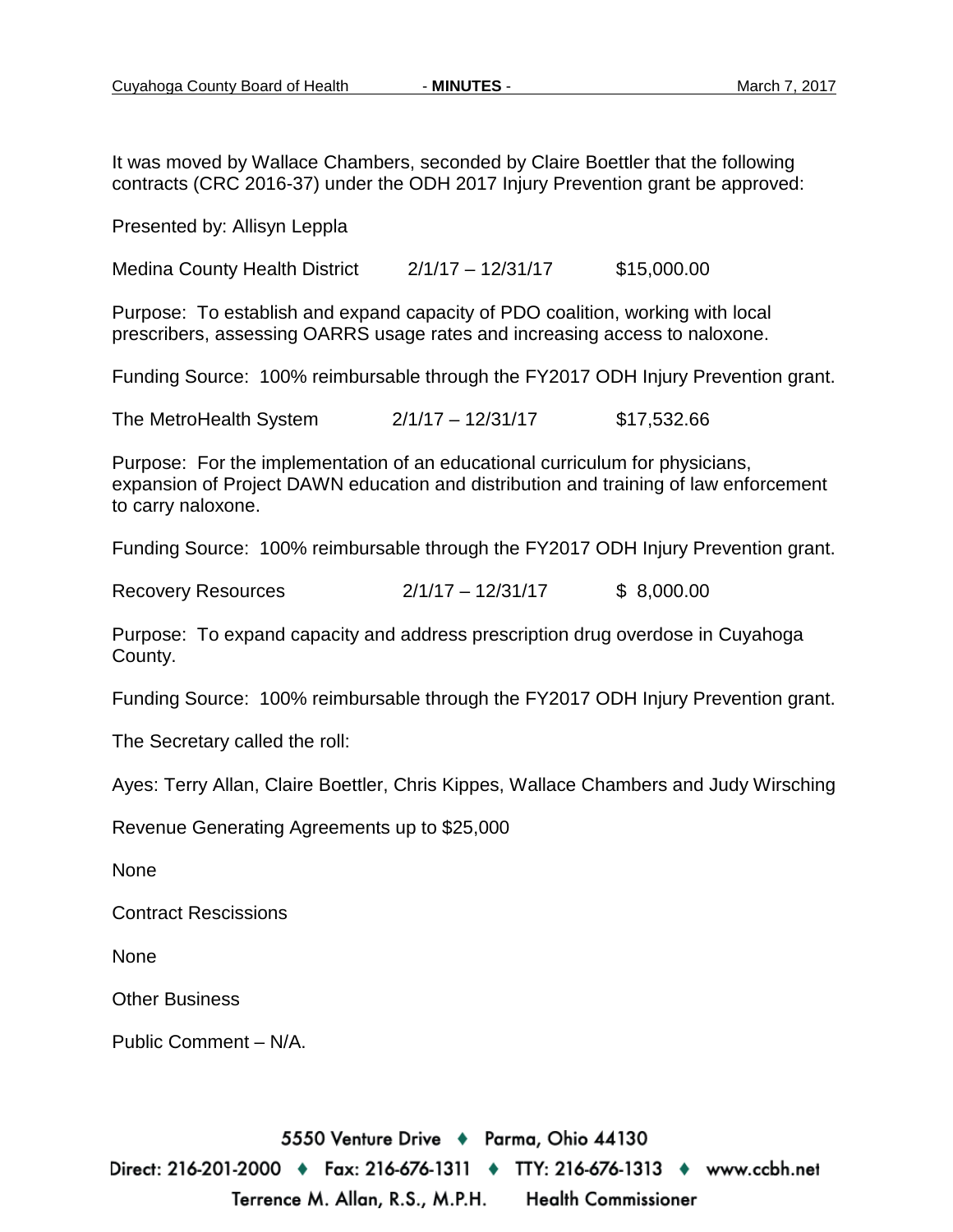It was moved by Wallace Chambers, seconded by Claire Boettler that the following contracts (CRC 2016-37) under the ODH 2017 Injury Prevention grant be approved:

Presented by: Allisyn Leppla

Medina County Health District 2/1/17 – 12/31/17 $15,000.00

Purpose: To establish and expand capacity of PDO coalition, working with local prescribers, assessing OARRS usage rates and increasing access to naloxone.

Funding Source: 100% reimbursable through the FY2017 ODH Injury Prevention grant.

The MetroHealth System 2/1/17 – 12/31/17 $17,532.66

Purpose: For the implementation of an educational curriculum for physicians, expansion of Project DAWN education and distribution and training of law enforcement to carry naloxone.

Funding Source: 100% reimbursable through the FY2017 ODH Injury Prevention grant.

Recovery Resources 2/1/17 – 12/31/17 $ 8,000.00

Purpose: To expand capacity and address prescription drug overdose in Cuyahoga County.

Funding Source: 100% reimbursable through the FY2017 ODH Injury Prevention grant.

The Secretary called the roll:

Ayes: Terry Allan, Claire Boettler, Chris Kippes, Wallace Chambers and Judy Wirsching

Revenue Generating Agreements up to $25,000

None

Contract Rescissions

None

Other Business

Public Comment – N/A.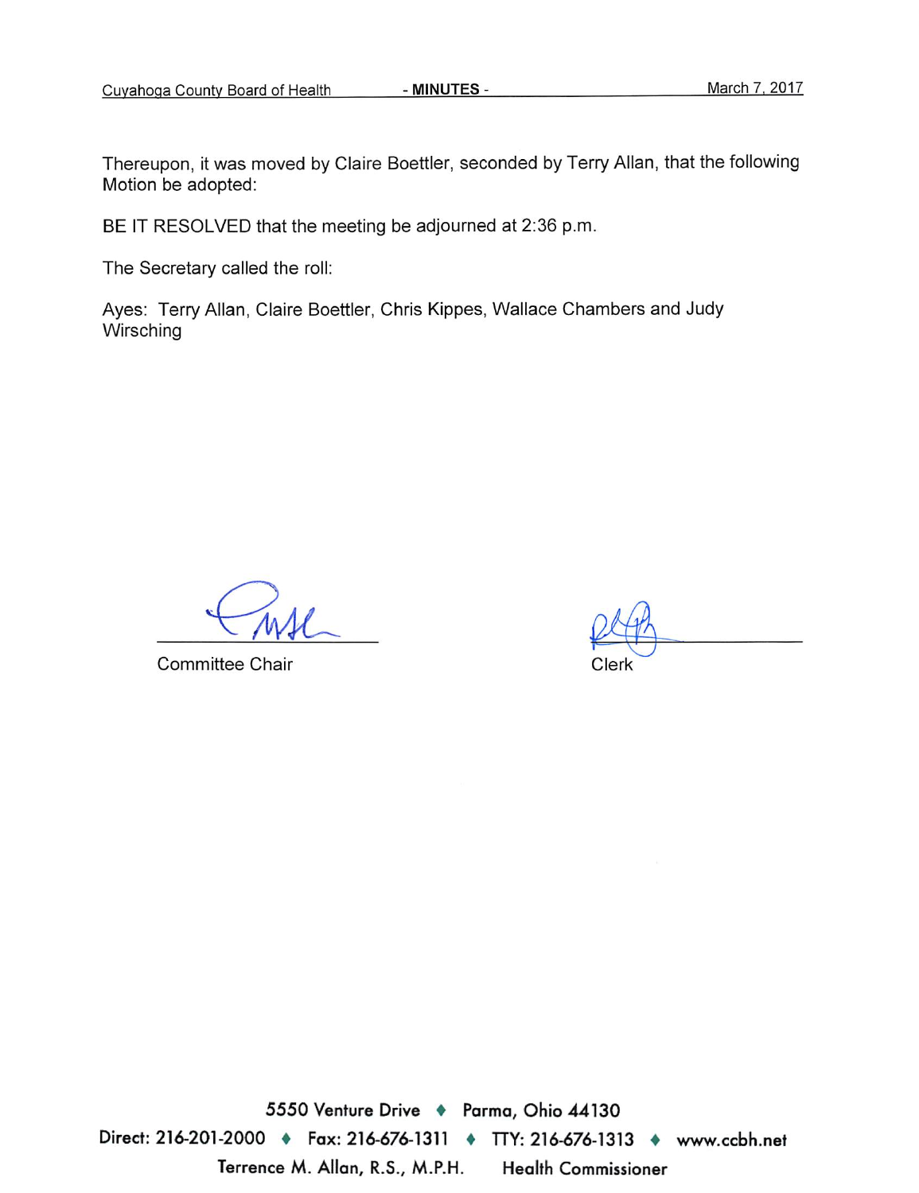Thereupon, it was moved by Claire Boettler, seconded by Terry Allan, that the following Motion be adopted:

BE IT RESOLVED that the meeting be adjourned at 2:36 p.m.

The Secretary called the roll:

Ayes: Terry Allan, Claire Boettler, Chris Kippes, Wallace Chambers and Judy Wirsching

Committee Chair

Clerk

5550 Venture Drive ♦ Parma, Ohio 44130

Direct: 216-201-2000 ♦ Fax: 216-676-1311 ♦ TTY: 216-676-1313 ♦ www.ccbh.net

Terrence M. Allan, R.S., M.P.H. Health Commissioner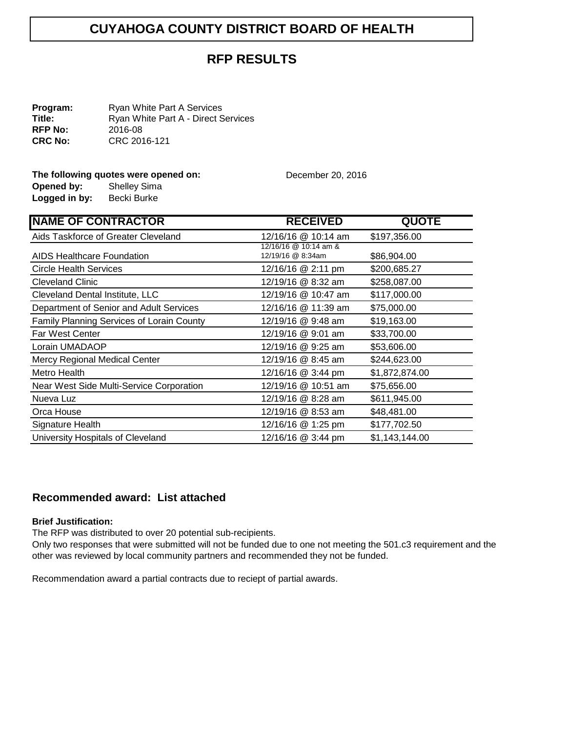# CUYAHOGA COUNTY DISTRICT BOARD OF HEALTH

## RFP RESULTS

**Program:** Ryan White Part A Services
**Title:** Ryan White Part A - Direct Services
**RFP No:** 2016-08
**CRC No:** CRC 2016-121

**The following quotes were opened on:** December 20, 2016
**Opened by:** Shelley Sima
**Logged in by:** Becki Burke

| NAME OF CONTRACTOR | RECEIVED | QUOTE |
|---|---|---|
| Aids Taskforce of Greater Cleveland | 12/16/16 @ 10:14 am | $197,356.00 |
| AIDS Healthcare Foundation | 12/16/16 @ 10:14 am & 12/19/16 @ 8:34am | $86,904.00 |
| Circle Health Services | 12/16/16 @ 2:11 pm | $200,685.27 |
| Cleveland Clinic | 12/19/16 @ 8:32 am | $258,087.00 |
| Cleveland Dental Institute, LLC | 12/19/16 @ 10:47 am | $117,000.00 |
| Department of Senior and Adult Services | 12/16/16 @ 11:39 am | $75,000.00 |
| Family Planning Services of Lorain County | 12/19/16 @ 9:48 am | $19,163.00 |
| Far West Center | 12/19/16 @ 9:01 am | $33,700.00 |
| Lorain UMADAOP | 12/19/16 @ 9:25 am | $53,606.00 |
| Mercy Regional Medical Center | 12/19/16 @ 8:45 am | $244,623.00 |
| Metro Health | 12/16/16 @ 3:44 pm | $1,872,874.00 |
| Near West Side Multi-Service Corporation | 12/19/16 @ 10:51 am | $75,656.00 |
| Nueva Luz | 12/19/16 @ 8:28 am | $611,945.00 |
| Orca House | 12/19/16 @ 8:53 am | $48,481.00 |
| Signature Health | 12/16/16 @ 1:25 pm | $177,702.50 |
| University Hospitals of Cleveland | 12/16/16 @ 3:44 pm | $1,143,144.00 |

### Recommended award: List attached

**Brief Justification:**

The RFP was distributed to over 20 potential sub-recipients.
Only two responses that were submitted will not be funded due to one not meeting the 501.c3 requirement and the other was reviewed by local community partners and recommended they not be funded.

Recommendation award a partial contracts due to reciept of partial awards.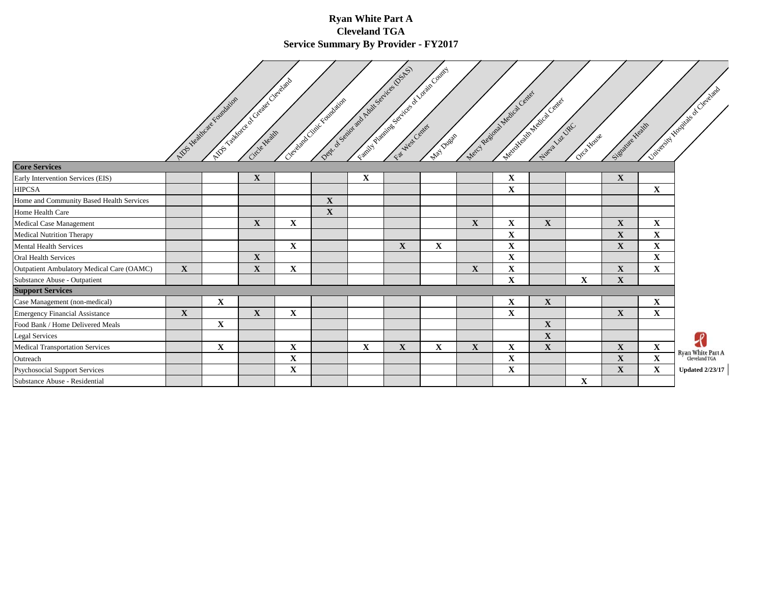# Ryan White Part A
## Cleveland TGA
## Service Summary By Provider - FY2017

| | AIDS Healthcare Foundation | AIDS Taskforce of Greater Cleveland | Circle Health | Cleveland Clinic Foundation | Dept. of Senior and Adult Services (DSAS) | Family Planning Services of Lorain County | Far West Center | May Dugan | Mercy Regional Medical Center | MetroHealth Medical Center | Nueva Luz URC | Orca House | Signature Health | University Hospitals of Cleveland |
|---|---|---|---|---|---|---|---|---|---|---|---|---|---|---|
| **Core Services** | | | | | | | | | | | | | | |
| Early Intervention Services (EIS) | | | X | | | X | | | | X | | | X | |
| HIPCSA | | | | | | | | | | X | | | | X |
| Home and Community Based Health Services | | | | | X | | | | | | | | | |
| Home Health Care | | | | | X | | | | | | | | | |
| Medical Case Management | | | X | X | | | | | X | X | X | | X | X |
| Medical Nutrition Therapy | | | | | | | | | | X | | | X | X |
| Mental Health Services | | | | X | | | X | X | | X | | | X | X |
| Oral Health Services | | | X | | | | | | | X | | | | X |
| Outpatient Ambulatory Medical Care (OAMC) | X | | X | X | | | | | X | X | | | X | X |
| Substance Abuse - Outpatient | | | | | | | | | | X | | X | X | |
| **Support Services** | | | | | | | | | | | | | | |
| Case Management (non-medical) | | X | | | | | | | | X | X | | | X |
| Emergency Financial Assistance | X | | X | X | | | | | | X | | | X | X |
| Food Bank / Home Delivered Meals | | X | | | | | | | | | X | | | |
| Legal Services | | | | | | | | | | | X | | | |
| Medical Transportation Services | | X | | X | | X | X | X | X | X | X | | X | X |
| Outreach | | | | X | | | | | | X | | | X | X |
| Psychosocial Support Services | | | | X | | | | | | X | | | X | X |
| Substance Abuse - Residential | | | | | | | | | | | | X | | |

Ryan White Part A Cleveland TGA

**Updated 2/23/17**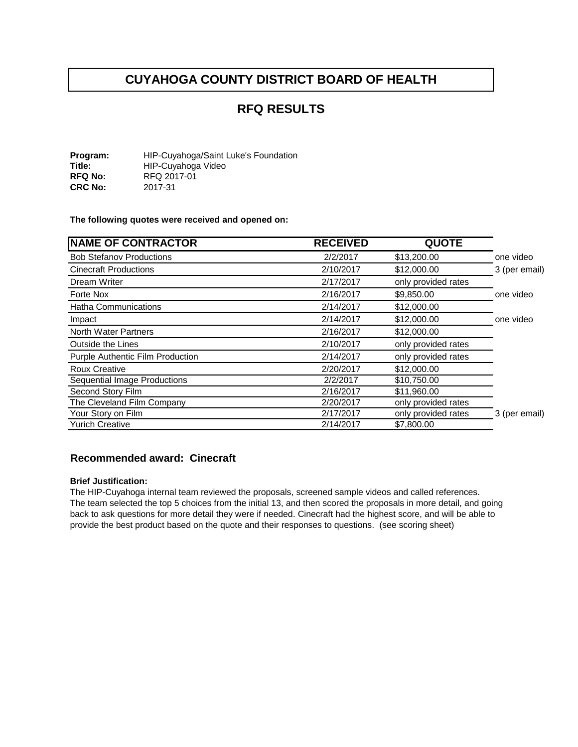# CUYAHOGA COUNTY DISTRICT BOARD OF HEALTH

## RFQ RESULTS

**Program:** HIP-Cuyahoga/Saint Luke's Foundation
**Title:** HIP-Cuyahoga Video
**RFQ No:** RFQ 2017-01
**CRC No:** 2017-31

**The following quotes were received and opened on:**

| NAME OF CONTRACTOR | RECEIVED | QUOTE | |
|---|---|---|---|
| Bob Stefanov Productions | 2/2/2017 | $13,200.00 | one video |
| Cinecraft Productions | 2/10/2017 | $12,000.00 | 3 (per email) |
| Dream Writer | 2/17/2017 | only provided rates | |
| Forte Nox | 2/16/2017 | $9,850.00 | one video |
| Hatha Communications | 2/14/2017 | $12,000.00 | |
| Impact | 2/14/2017 | $12,000.00 | one video |
| North Water Partners | 2/16/2017 | $12,000.00 | |
| Outside the Lines | 2/10/2017 | only provided rates | |
| Purple Authentic Film Production | 2/14/2017 | only provided rates | |
| Roux Creative | 2/20/2017 | $12,000.00 | |
| Sequential Image Productions | 2/2/2017 | $10,750.00 | |
| Second Story Film | 2/16/2017 | $11,960.00 | |
| The Cleveland Film Company | 2/20/2017 | only provided rates | |
| Your Story on Film | 2/17/2017 | only provided rates | 3 (per email) |
| Yurich Creative | 2/14/2017 | $7,800.00 | |

### Recommended award: Cinecraft

**Brief Justification:**

The HIP-Cuyahoga internal team reviewed the proposals, screened sample videos and called references. The team selected the top 5 choices from the initial 13, and then scored the proposals in more detail, and going back to ask questions for more detail they were if needed. Cinecraft had the highest score, and will be able to provide the best product based on the quote and their responses to questions. (see scoring sheet)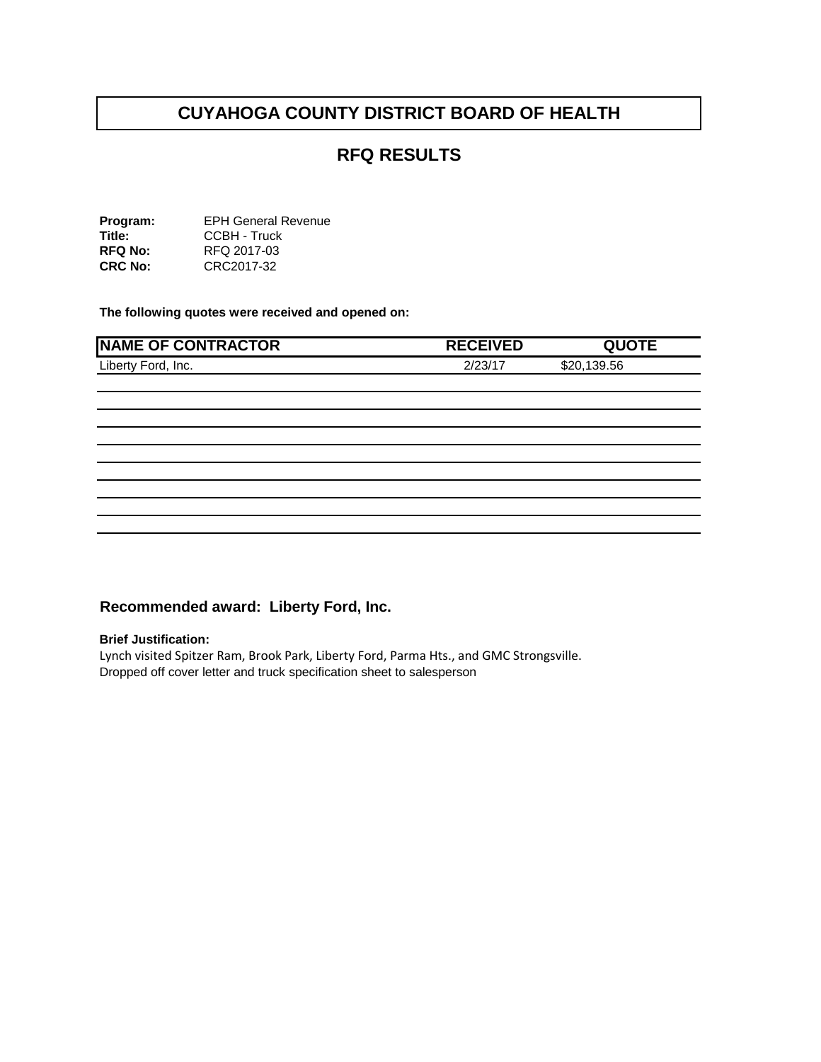# CUYAHOGA COUNTY DISTRICT BOARD OF HEALTH

## RFQ RESULTS

**Program:** EPH General Revenue
**Title:** CCBH - Truck
**RFQ No:** RFQ 2017-03
**CRC No:** CRC2017-32

**The following quotes were received and opened on:**

| NAME OF CONTRACTOR | RECEIVED | QUOTE |
|---|---|---|
| Liberty Ford, Inc. | 2/23/17 | $20,139.56 |
| | | |
| | | |
| | | |
| | | |
| | | |
| | | |
| | | |
| | | |
| | | |

### Recommended award: Liberty Ford, Inc.

**Brief Justification:**
Lynch visited Spitzer Ram, Brook Park, Liberty Ford, Parma Hts., and GMC Strongsville.
Dropped off cover letter and truck specification sheet to salesperson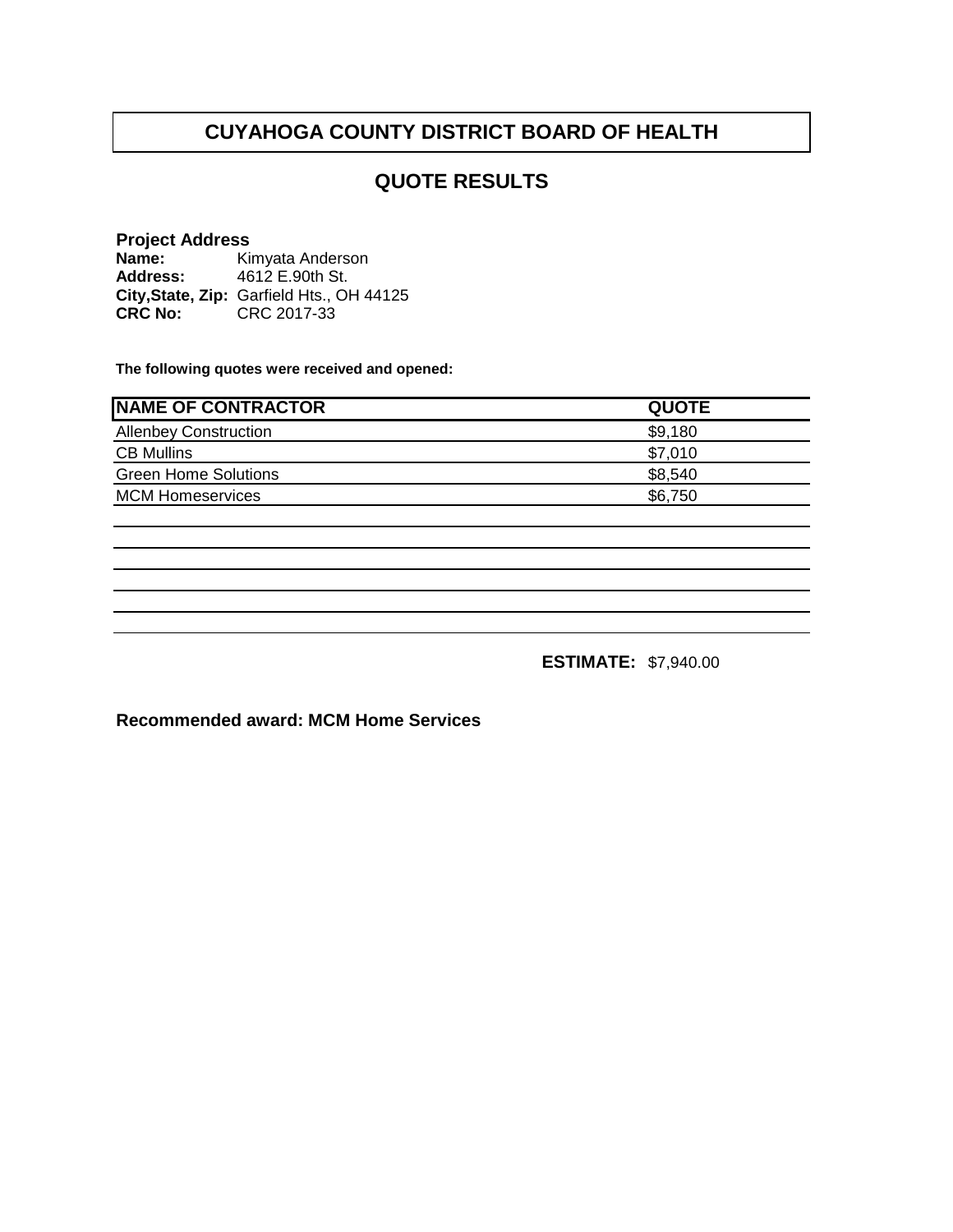# CUYAHOGA COUNTY DISTRICT BOARD OF HEALTH

## QUOTE RESULTS

**Project Address**

**Name:** Kimyata Anderson
**Address:** 4612 E.90th St.
**City,State, Zip:** Garfield Hts., OH 44125
**CRC No:** CRC 2017-33

**The following quotes were received and opened:**

| NAME OF CONTRACTOR | QUOTE |
|---|---|
| Allenbey Construction | $9,180 |
| CB Mullins | $7,010 |
| Green Home Solutions | $8,540 |
| MCM Homeservices | $6,750 |

**ESTIMATE:** $7,940.00

**Recommended award: MCM Home Services**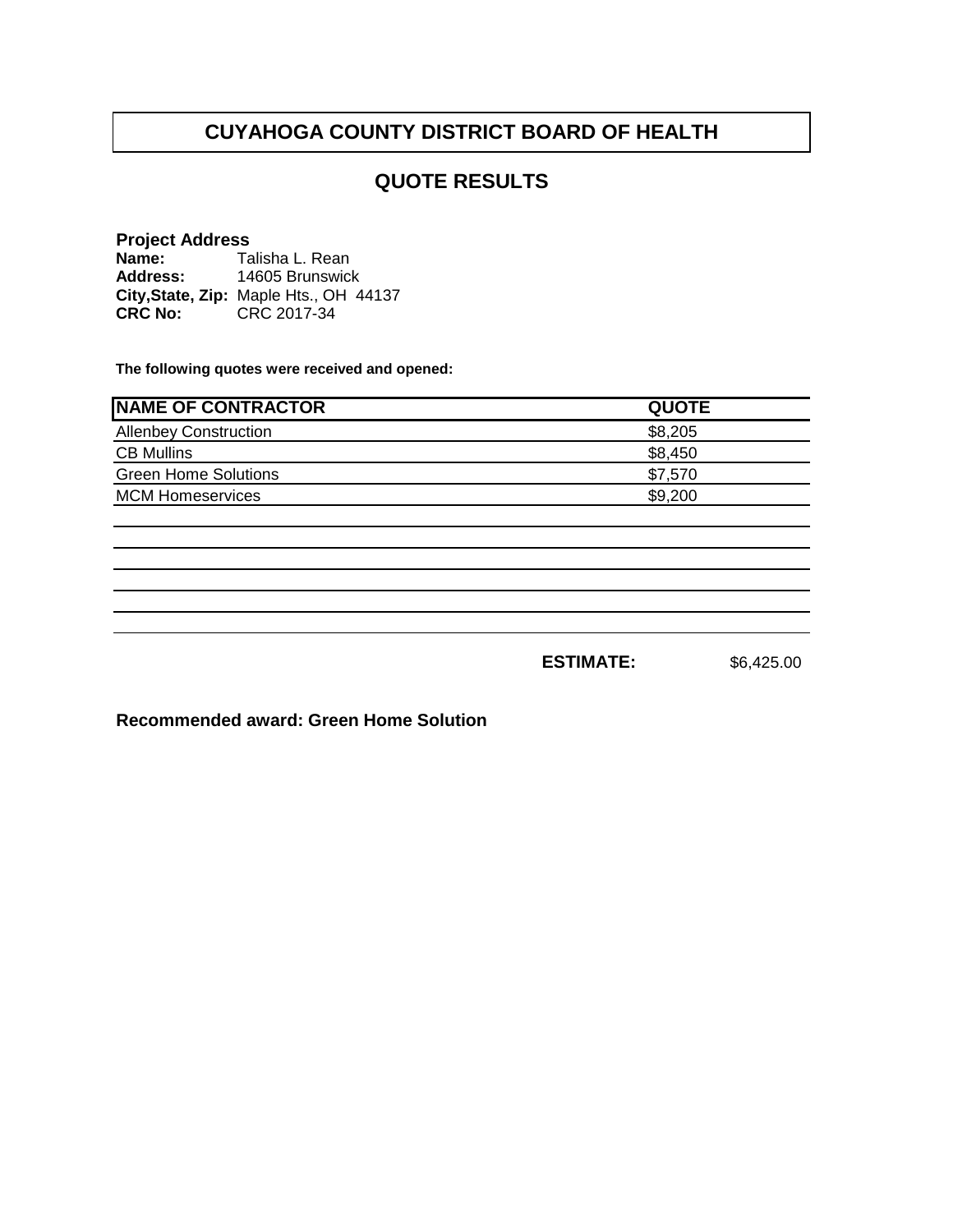# CUYAHOGA COUNTY DISTRICT BOARD OF HEALTH

## QUOTE RESULTS

**Project Address**

**Name:** Talisha L. Rean
**Address:** 14605 Brunswick
**City,State, Zip:** Maple Hts., OH 44137
**CRC No:** CRC 2017-34

**The following quotes were received and opened:**

| NAME OF CONTRACTOR | QUOTE |
|---|---|
| Allenbey Construction | $8,205 |
| CB Mullins | $8,450 |
| Green Home Solutions | $7,570 |
| MCM Homeservices | $9,200 |

**ESTIMATE:** $6,425.00

**Recommended award: Green Home Solution**